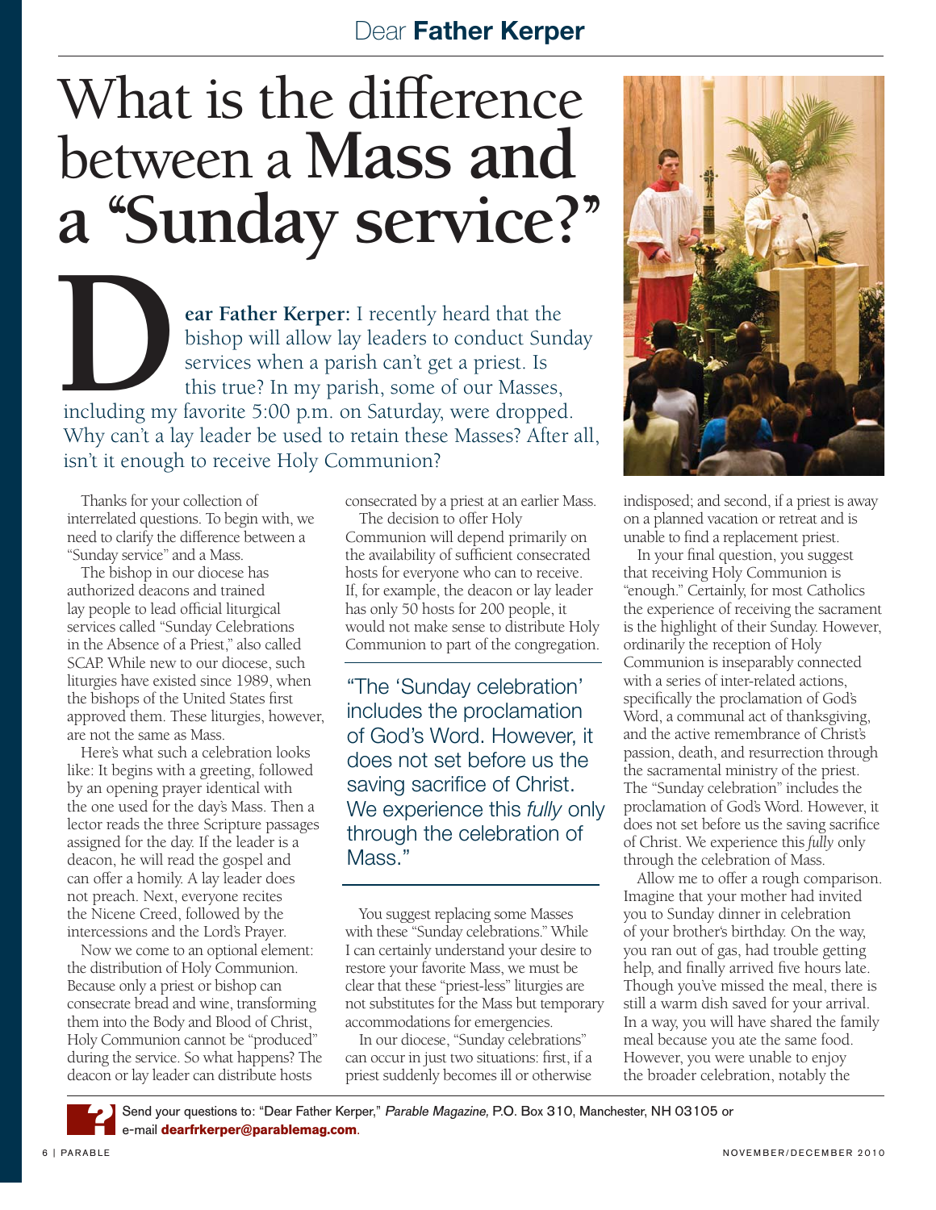Dear **Father Kerper**

# What is the difference between a **Mass and a "Sunday service?"**

**Dear Father Kerper:** I recently heard that the bishop will allow lay leaders to conduct Sunday services when a parish can't get a priest. Is this true? In my parish, some of our Masses, including my favorite 5:00 p.m. on Saturday, were dropped. Why can't a lay leader be used to retain these Masses? After all, isn't it enough to receive Holy Communion?

Thanks for your collection of interrelated questions. To begin with, we need to clarify the difference between a "Sunday service" and a Mass.

The bishop in our diocese has authorized deacons and trained lay people to lead official liturgical services called "Sunday Celebrations in the Absence of a Priest," also called SCAP. While new to our diocese, such liturgies have existed since 1989, when the bishops of the United States first approved them. These liturgies, however, are not the same as Mass.

Here's what such a celebration looks like: It begins with a greeting, followed by an opening prayer identical with the one used for the day's Mass. Then a lector reads the three Scripture passages assigned for the day. If the leader is a deacon, he will read the gospel and can offer a homily. A lay leader does not preach. Next, everyone recites the Nicene Creed, followed by the intercessions and the Lord's Prayer.

Now we come to an optional element: the distribution of Holy Communion. Because only a priest or bishop can consecrate bread and wine, transforming them into the Body and Blood of Christ, Holy Communion cannot be "produced" during the service. So what happens? The deacon or lay leader can distribute hosts consecrated by a priest at an earlier Mass.

The decision to offer Holy Communion will depend primarily on the availability of sufficient consecrated hosts for everyone who can to receive. If, for example, the deacon or lay leader has only 50 hosts for 200 people, it would not make sense to distribute Holy Communion to part of the congregation.

> "The 'Sunday celebration' includes the proclamation of God's Word. However, it does not set before us the saving sacrifice of Christ. We experience this *fully* only through the celebration of Mass."

You suggest replacing some Masses with these "Sunday celebrations." While I can certainly understand your desire to restore your favorite Mass, we must be clear that these "priest-less" liturgies are not substitutes for the Mass but temporary accommodations for emergencies.

In our diocese, "Sunday celebrations" can occur in just two situations: first, if a priest suddenly becomes ill or otherwise indisposed; and second, if a priest is away on a planned vacation or retreat and is unable to find a replacement priest.

In your final question, you suggest that receiving Holy Communion is "enough." Certainly, for most Catholics the experience of receiving the sacrament is the highlight of their Sunday. However, ordinarily the reception of Holy Communion is inseparably connected with a series of inter-related actions, specifically the proclamation of God's Word, a communal act of thanksgiving, and the active remembrance of Christ's passion, death, and resurrection through the sacramental ministry of the priest. The "Sunday celebration" includes the proclamation of God's Word. However, it does not set before us the saving sacrifice of Christ. We experience this *fully* only through the celebration of Mass.

Allow me to offer a rough comparison. Imagine that your mother had invited you to Sunday dinner in celebration of your brother's birthday. On the way, you ran out of gas, had trouble getting help, and finally arrived five hours late. Though you've missed the meal, there is still a warm dish saved for your arrival. In a way, you will have shared the family meal because you ate the same food. However, you were unable to enjoy the broader celebration, notably the

Send your questions to: "Dear Father Kerper," *Parable Magazine*, P.O. Box 310, Manchester, NH 03105 or e-mail **dearfrkerper@parablemag.com**.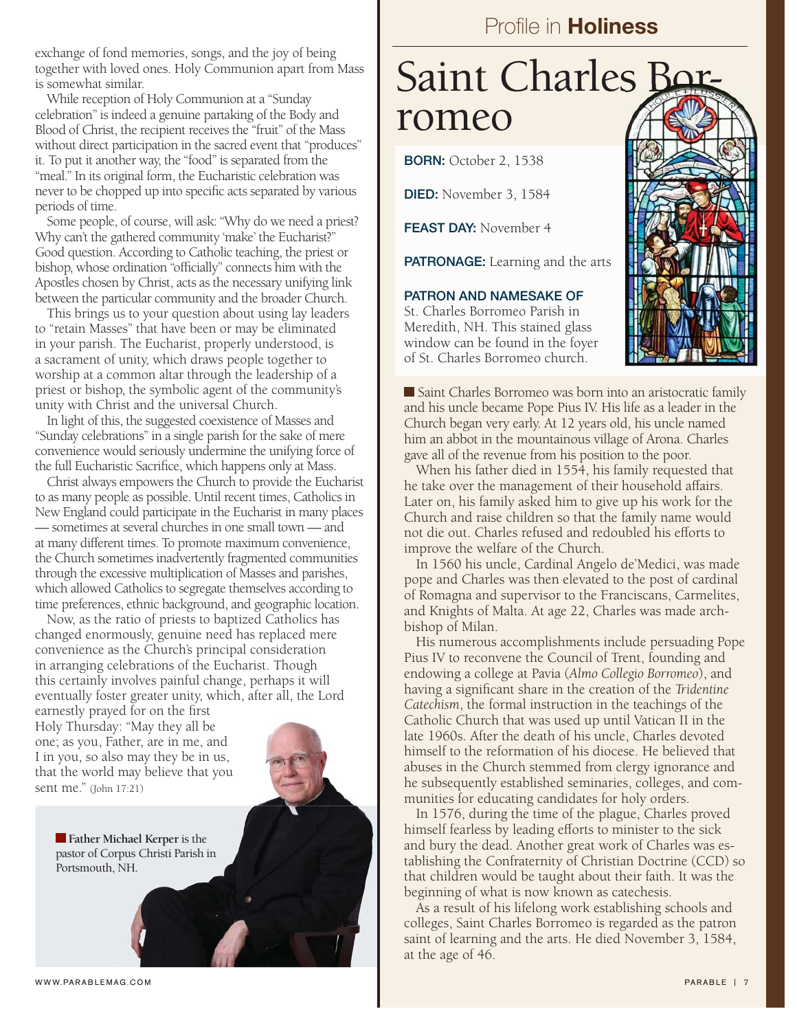exchange of fond memories, songs, and the joy of being together with loved ones. Holy Communion apart from Mass is somewhat similar.

While reception of Holy Communion at a "Sunday celebration" is indeed a genuine partaking of the Body and Blood of Christ, the recipient receives the "fruit" of the Mass without direct participation in the sacred event that "produces" it. To put it another way, the "food" is separated from the "meal." In its original form, the Eucharistic celebration was never to be chopped up into specific acts separated by various periods of time.

Some people, of course, will ask: "Why do we need a priest? Why can't the gathered community 'make' the Eucharist?" Good question. According to Catholic teaching, the priest or bishop, whose ordination "officially" connects him with the Apostles chosen by Christ, acts as the necessary unifying link between the particular community and the broader Church.

This brings us to your question about using lay leaders to "retain Masses" that have been or may be eliminated in your parish. The Eucharist, properly understood, is a sacrament of unity, which draws people together to worship at a common altar through the leadership of a priest or bishop, the symbolic agent of the community's unity with Christ and the universal Church.

In light of this, the suggested coexistence of Masses and "Sunday celebrations" in a single parish for the sake of mere convenience would seriously undermine the unifying force of the full Eucharistic Sacrifice, which happens only at Mass.

Christ always empowers the Church to provide the Eucharist to as many people as possible. Until recent times, Catholics in New England could participate in the Eucharist in many places — sometimes at several churches in one small town — and at many different times. To promote maximum convenience, the Church sometimes inadvertently fragmented communities through the excessive multiplication of Masses and parishes, which allowed Catholics to segregate themselves according to time preferences, ethnic background, and geographic location.

Now, as the ratio of priests to baptized Catholics has changed enormously, genuine need has replaced mere convenience as the Church's principal consideration in arranging celebrations of the Eucharist. Though this certainly involves painful change, perhaps it will eventually foster greater unity, which, after all, the Lord earnestly prayed for on the first Holy Thursday: "May they all be one; as you, Father, are in me, and I in you, so also may they be in us, that the world may believe that you sent me." (John 17:21)

**Father Michael Kerper** is the pastor of Corpus Christi Parish in Portsmouth, NH.

Profile in **Holiness**

# Saint Charles Borromeo

**BORN:** October 2, 1538

**DIED:** November 3, 1584

**FEAST DAY:** November 4

**PATRONAGE:** Learning and the arts

**PATRON AND NAMESAKE OF**
St. Charles Borromeo Parish in Meredith, NH. This stained glass window can be found in the foyer of St. Charles Borromeo church.

Saint Charles Borromeo was born into an aristocratic family and his uncle became Pope Pius IV. His life as a leader in the Church began very early. At 12 years old, his uncle named him an abbot in the mountainous village of Arona. Charles gave all of the revenue from his position to the poor.

When his father died in 1554, his family requested that he take over the management of their household affairs. Later on, his family asked him to give up his work for the Church and raise children so that the family name would not die out. Charles refused and redoubled his efforts to improve the welfare of the Church.

In 1560 his uncle, Cardinal Angelo de'Medici, was made pope and Charles was then elevated to the post of cardinal of Romagna and supervisor to the Franciscans, Carmelites, and Knights of Malta. At age 22, Charles was made archbishop of Milan.

His numerous accomplishments include persuading Pope Pius IV to reconvene the Council of Trent, founding and endowing a college at Pavia (*Almo Collegio Borromeo*), and having a significant share in the creation of the *Tridentine Catechism*, the formal instruction in the teachings of the Catholic Church that was used up until Vatican II in the late 1960s. After the death of his uncle, Charles devoted himself to the reformation of his diocese. He believed that abuses in the Church stemmed from clergy ignorance and he subsequently established seminaries, colleges, and communities for educating candidates for holy orders.

In 1576, during the time of the plague, Charles proved himself fearless by leading efforts to minister to the sick and bury the dead. Another great work of Charles was establishing the Confraternity of Christian Doctrine (CCD) so that children would be taught about their faith. It was the beginning of what is now known as catechesis.

As a result of his lifelong work establishing schools and colleges, Saint Charles Borromeo is regarded as the patron saint of learning and the arts. He died November 3, 1584, at the age of 46.